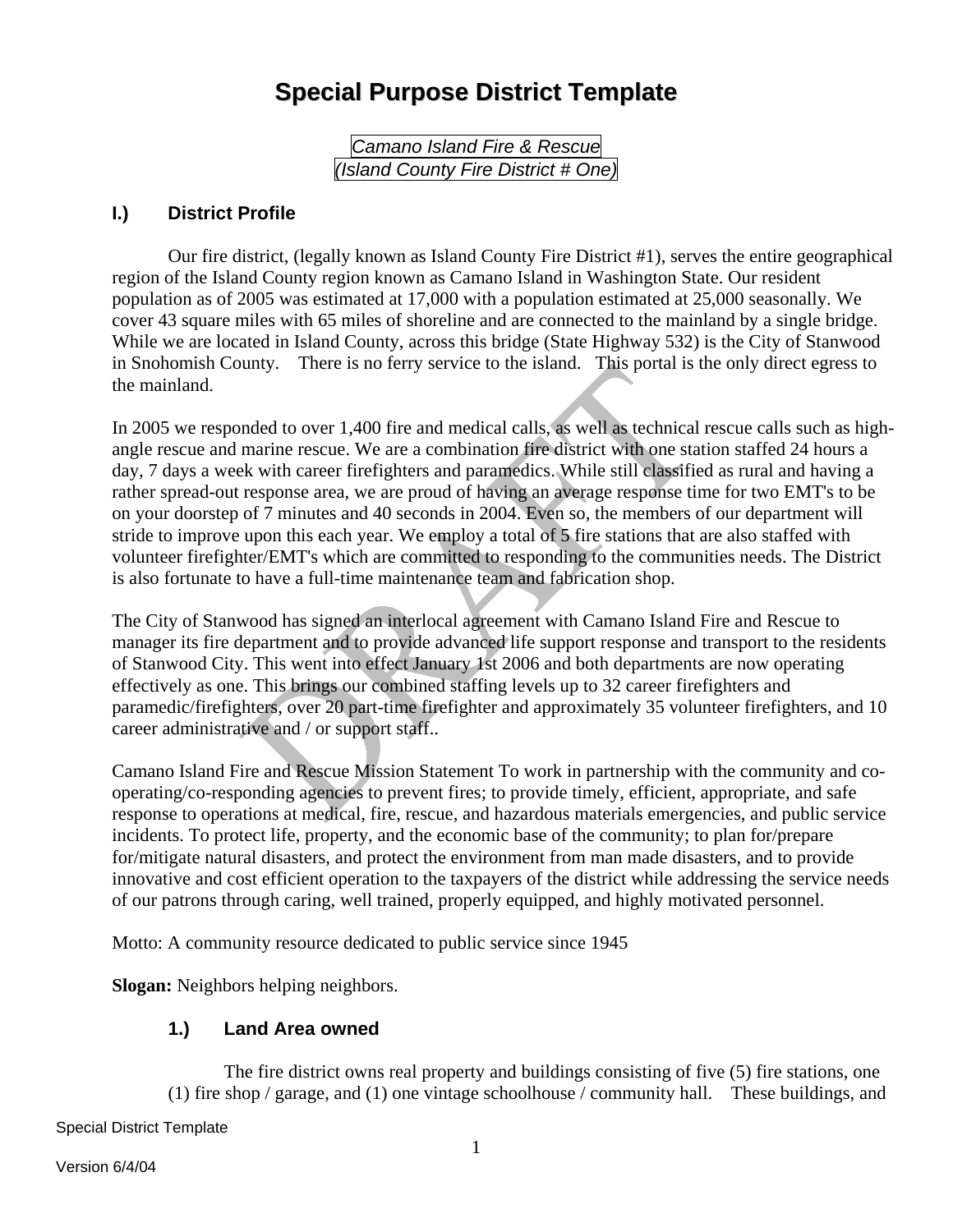# Special Purpose District Template

*Camano Island Fire & Rescue*
*(Island County Fire District # One)*

## I.) District Profile

Our fire district, (legally known as Island County Fire District #1), serves the entire geographical region of the Island County region known as Camano Island in Washington State. Our resident population as of 2005 was estimated at 17,000 with a population estimated at 25,000 seasonally. We cover 43 square miles with 65 miles of shoreline and are connected to the mainland by a single bridge. While we are located in Island County, across this bridge (State Highway 532) is the City of Stanwood in Snohomish County. There is no ferry service to the island. This portal is the only direct egress to the mainland.

In 2005 we responded to over 1,400 fire and medical calls, as well as technical rescue calls such as high-angle rescue and marine rescue. We are a combination fire district with one station staffed 24 hours a day, 7 days a week with career firefighters and paramedics. While still classified as rural and having a rather spread-out response area, we are proud of having an average response time for two EMT's to be on your doorstep of 7 minutes and 40 seconds in 2004. Even so, the members of our department will stride to improve upon this each year. We employ a total of 5 fire stations that are also staffed with volunteer firefighter/EMT's which are committed to responding to the communities needs. The District is also fortunate to have a full-time maintenance team and fabrication shop.

The City of Stanwood has signed an interlocal agreement with Camano Island Fire and Rescue to manager its fire department and to provide advanced life support response and transport to the residents of Stanwood City. This went into effect January 1st 2006 and both departments are now operating effectively as one. This brings our combined staffing levels up to 32 career firefighters and paramedic/firefighters, over 20 part-time firefighter and approximately 35 volunteer firefighters, and 10 career administrative and / or support staff..

Camano Island Fire and Rescue Mission Statement To work in partnership with the community and co-operating/co-responding agencies to prevent fires; to provide timely, efficient, appropriate, and safe response to operations at medical, fire, rescue, and hazardous materials emergencies, and public service incidents. To protect life, property, and the economic base of the community; to plan for/prepare for/mitigate natural disasters, and protect the environment from man made disasters, and to provide innovative and cost efficient operation to the taxpayers of the district while addressing the service needs of our patrons through caring, well trained, properly equipped, and highly motivated personnel.

Motto: A community resource dedicated to public service since 1945

**Slogan:** Neighbors helping neighbors.

### 1.) Land Area owned

The fire district owns real property and buildings consisting of five (5) fire stations, one (1) fire shop / garage, and (1) one vintage schoolhouse / community hall. These buildings, and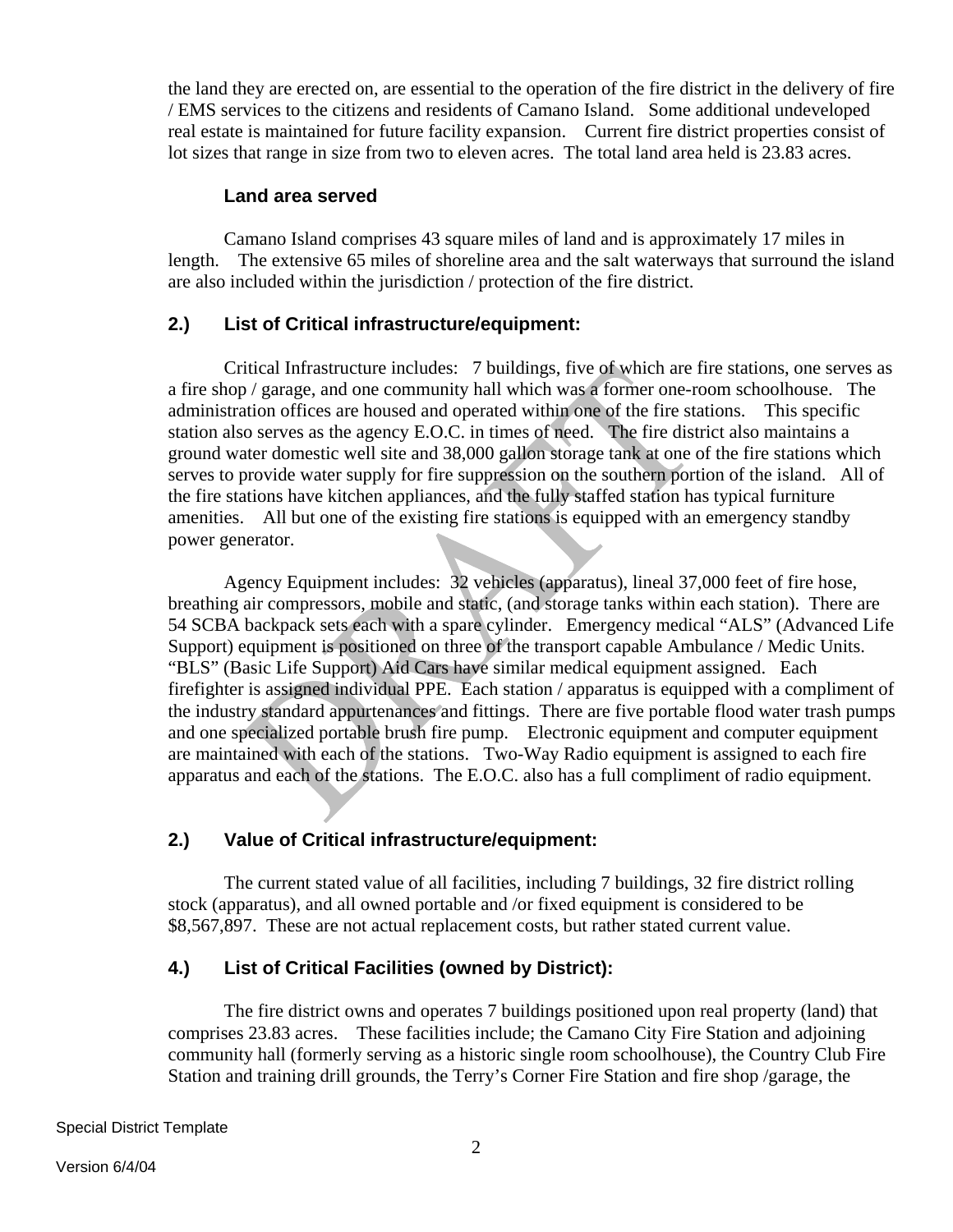the land they are erected on, are essential to the operation of the fire district in the delivery of fire / EMS services to the citizens and residents of Camano Island. Some additional undeveloped real estate is maintained for future facility expansion. Current fire district properties consist of lot sizes that range in size from two to eleven acres. The total land area held is 23.83 acres.

**Land area served**

Camano Island comprises 43 square miles of land and is approximately 17 miles in length. The extensive 65 miles of shoreline area and the salt waterways that surround the island are also included within the jurisdiction / protection of the fire district.

## 2.) List of Critical infrastructure/equipment:

Critical Infrastructure includes: 7 buildings, five of which are fire stations, one serves as a fire shop / garage, and one community hall which was a former one-room schoolhouse. The administration offices are housed and operated within one of the fire stations. This specific station also serves as the agency E.O.C. in times of need. The fire district also maintains a ground water domestic well site and 38,000 gallon storage tank at one of the fire stations which serves to provide water supply for fire suppression on the southern portion of the island. All of the fire stations have kitchen appliances, and the fully staffed station has typical furniture amenities. All but one of the existing fire stations is equipped with an emergency standby power generator.

Agency Equipment includes: 32 vehicles (apparatus), lineal 37,000 feet of fire hose, breathing air compressors, mobile and static, (and storage tanks within each station). There are 54 SCBA backpack sets each with a spare cylinder. Emergency medical "ALS" (Advanced Life Support) equipment is positioned on three of the transport capable Ambulance / Medic Units. "BLS" (Basic Life Support) Aid Cars have similar medical equipment assigned. Each firefighter is assigned individual PPE. Each station / apparatus is equipped with a compliment of the industry standard appurtenances and fittings. There are five portable flood water trash pumps and one specialized portable brush fire pump. Electronic equipment and computer equipment are maintained with each of the stations. Two-Way Radio equipment is assigned to each fire apparatus and each of the stations. The E.O.C. also has a full compliment of radio equipment.

## 2.) Value of Critical infrastructure/equipment:

The current stated value of all facilities, including 7 buildings, 32 fire district rolling stock (apparatus), and all owned portable and /or fixed equipment is considered to be $8,567,897. These are not actual replacement costs, but rather stated current value.

## 4.) List of Critical Facilities (owned by District):

The fire district owns and operates 7 buildings positioned upon real property (land) that comprises 23.83 acres. These facilities include; the Camano City Fire Station and adjoining community hall (formerly serving as a historic single room schoolhouse), the Country Club Fire Station and training drill grounds, the Terry's Corner Fire Station and fire shop /garage, the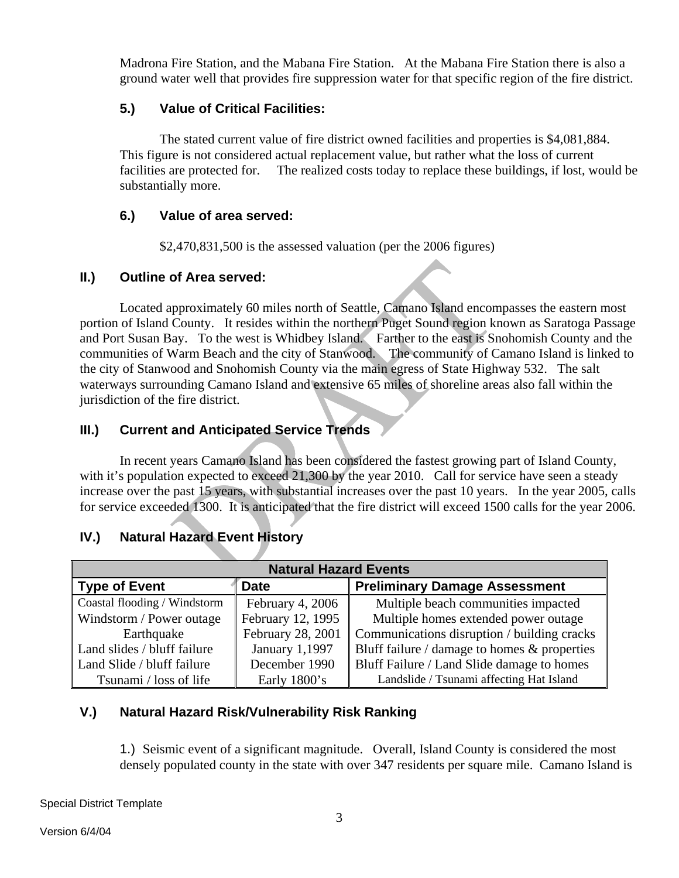Madrona Fire Station, and the Mabana Fire Station. At the Mabana Fire Station there is also a ground water well that provides fire suppression water for that specific region of the fire district.

### 5.) Value of Critical Facilities:

The stated current value of fire district owned facilities and properties is $4,081,884. This figure is not considered actual replacement value, but rather what the loss of current facilities are protected for. The realized costs today to replace these buildings, if lost, would be substantially more.

### 6.) Value of area served:

$2,470,831,500 is the assessed valuation (per the 2006 figures)

## II.) Outline of Area served:

Located approximately 60 miles north of Seattle, Camano Island encompasses the eastern most portion of Island County. It resides within the northern Puget Sound region known as Saratoga Passage and Port Susan Bay. To the west is Whidbey Island. Farther to the east is Snohomish County and the communities of Warm Beach and the city of Stanwood. The community of Camano Island is linked to the city of Stanwood and Snohomish County via the main egress of State Highway 532. The salt waterways surrounding Camano Island and extensive 65 miles of shoreline areas also fall within the jurisdiction of the fire district.

## III.) Current and Anticipated Service Trends

In recent years Camano Island has been considered the fastest growing part of Island County, with it's population expected to exceed 21,300 by the year 2010. Call for service have seen a steady increase over the past 15 years, with substantial increases over the past 10 years. In the year 2005, calls for service exceeded 1300. It is anticipated that the fire district will exceed 1500 calls for the year 2006.

## IV.) Natural Hazard Event History

| Natural Hazard Events | | |
|---|---|---|
| **Type of Event** | **Date** | **Preliminary Damage Assessment** |
| Coastal flooding / Windstorm | February 4, 2006 | Multiple beach communities impacted |
| Windstorm / Power outage | February 12, 1995 | Multiple homes extended power outage |
| Earthquake | February 28, 2001 | Communications disruption / building cracks |
| Land slides / bluff failure | January 1,1997 | Bluff failure / damage to homes & properties |
| Land Slide / bluff failure | December 1990 | Bluff Failure / Land Slide damage to homes |
| Tsunami / loss of life | Early 1800's | Landslide / Tsunami affecting Hat Island |

## V.) Natural Hazard Risk/Vulnerability Risk Ranking

1.) Seismic event of a significant magnitude. Overall, Island County is considered the most densely populated county in the state with over 347 residents per square mile. Camano Island is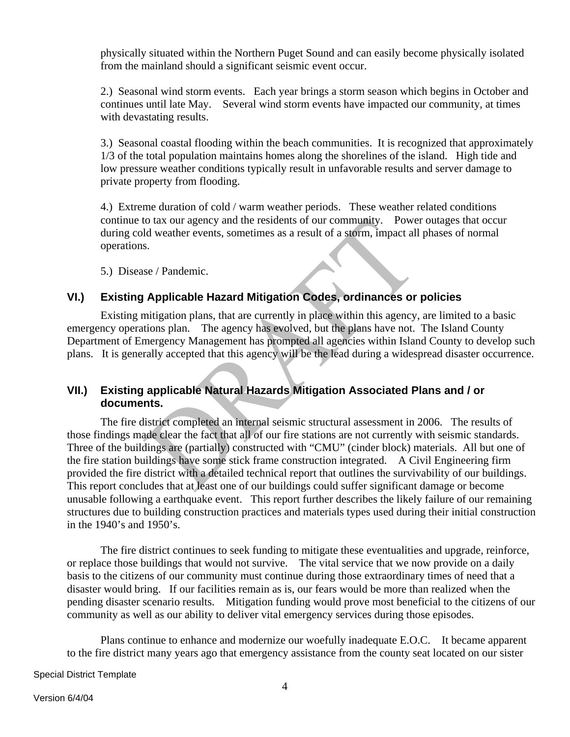physically situated within the Northern Puget Sound and can easily become physically isolated from the mainland should a significant seismic event occur.

2.) Seasonal wind storm events. Each year brings a storm season which begins in October and continues until late May. Several wind storm events have impacted our community, at times with devastating results.

3.) Seasonal coastal flooding within the beach communities. It is recognized that approximately 1/3 of the total population maintains homes along the shorelines of the island. High tide and low pressure weather conditions typically result in unfavorable results and server damage to private property from flooding.

4.) Extreme duration of cold / warm weather periods. These weather related conditions continue to tax our agency and the residents of our community. Power outages that occur during cold weather events, sometimes as a result of a storm, impact all phases of normal operations.

5.) Disease / Pandemic.

## VI.) Existing Applicable Hazard Mitigation Codes, ordinances or policies

Existing mitigation plans, that are currently in place within this agency, are limited to a basic emergency operations plan. The agency has evolved, but the plans have not. The Island County Department of Emergency Management has prompted all agencies within Island County to develop such plans. It is generally accepted that this agency will be the lead during a widespread disaster occurrence.

## VII.) Existing applicable Natural Hazards Mitigation Associated Plans and / or documents.

The fire district completed an internal seismic structural assessment in 2006. The results of those findings made clear the fact that all of our fire stations are not currently with seismic standards. Three of the buildings are (partially) constructed with "CMU" (cinder block) materials. All but one of the fire station buildings have some stick frame construction integrated. A Civil Engineering firm provided the fire district with a detailed technical report that outlines the survivability of our buildings. This report concludes that at least one of our buildings could suffer significant damage or become unusable following a earthquake event. This report further describes the likely failure of our remaining structures due to building construction practices and materials types used during their initial construction in the 1940's and 1950's.

The fire district continues to seek funding to mitigate these eventualities and upgrade, reinforce, or replace those buildings that would not survive. The vital service that we now provide on a daily basis to the citizens of our community must continue during those extraordinary times of need that a disaster would bring. If our facilities remain as is, our fears would be more than realized when the pending disaster scenario results. Mitigation funding would prove most beneficial to the citizens of our community as well as our ability to deliver vital emergency services during those episodes.

Plans continue to enhance and modernize our woefully inadequate E.O.C. It became apparent to the fire district many years ago that emergency assistance from the county seat located on our sister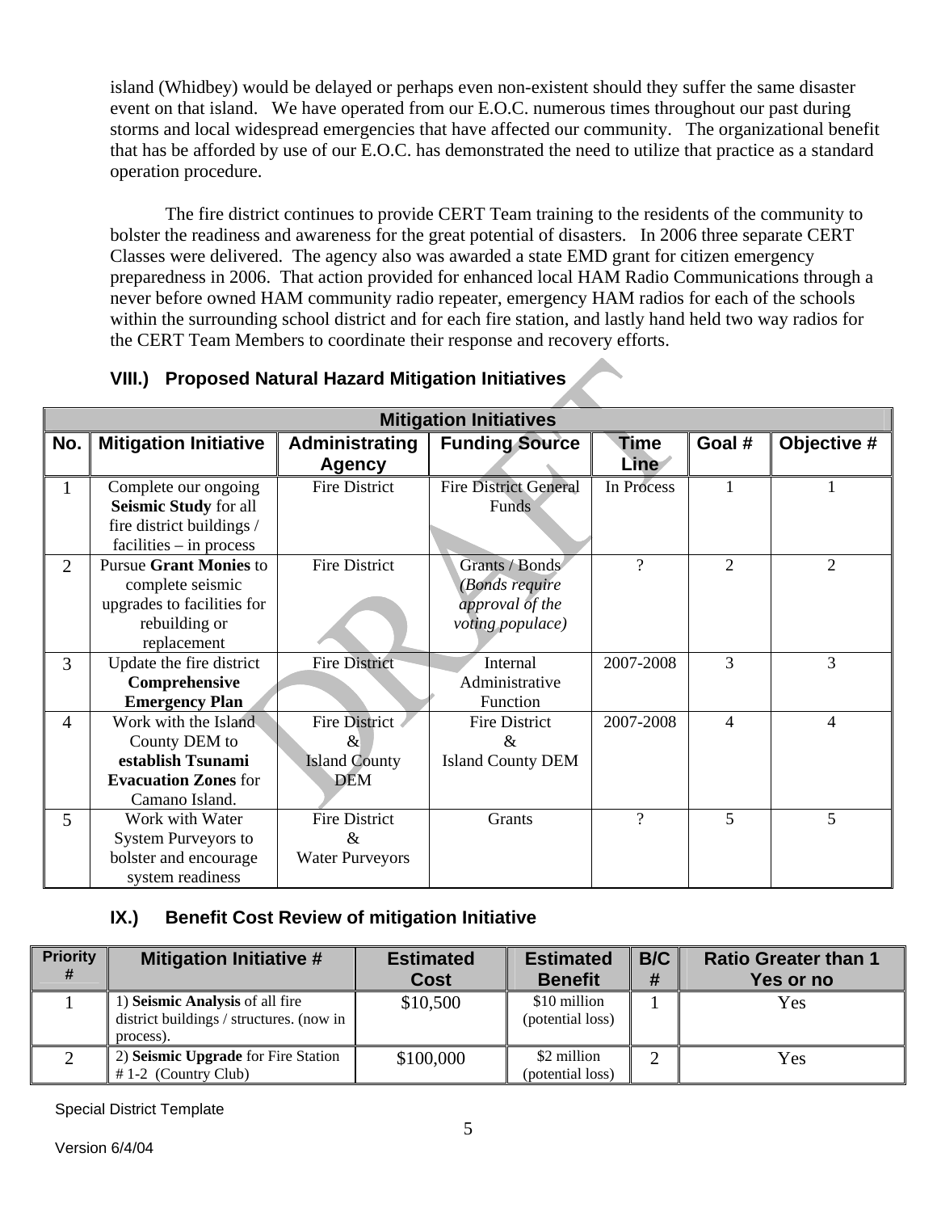island (Whidbey) would be delayed or perhaps even non-existent should they suffer the same disaster event on that island. We have operated from our E.O.C. numerous times throughout our past during storms and local widespread emergencies that have affected our community. The organizational benefit that has be afforded by use of our E.O.C. has demonstrated the need to utilize that practice as a standard operation procedure.

The fire district continues to provide CERT Team training to the residents of the community to bolster the readiness and awareness for the great potential of disasters. In 2006 three separate CERT Classes were delivered. The agency also was awarded a state EMD grant for citizen emergency preparedness in 2006. That action provided for enhanced local HAM Radio Communications through a never before owned HAM community radio repeater, emergency HAM radios for each of the schools within the surrounding school district and for each fire station, and lastly hand held two way radios for the CERT Team Members to coordinate their response and recovery efforts.

### VIII.) Proposed Natural Hazard Mitigation Initiatives

| Mitigation Initiatives | | | | | | |
|---|---|---|---|---|---|---|
| **No.** | **Mitigation Initiative** | **Administrating Agency** | **Funding Source** | **Time Line** | **Goal #** | **Objective #** |
| 1 | Complete our ongoing **Seismic Study** for all fire district buildings / facilities – in process | Fire District | Fire District General Funds | In Process | 1 | 1 |
| 2 | Pursue **Grant Monies** to complete seismic upgrades to facilities for rebuilding or replacement | Fire District | Grants / Bonds *(Bonds require approval of the voting populace)* | ? | 2 | 2 |
| 3 | Update the fire district **Comprehensive Emergency Plan** | Fire District | Internal Administrative Function | 2007-2008 | 3 | 3 |
| 4 | Work with the Island County DEM to **establish Tsunami Evacuation Zones** for Camano Island. | Fire District & Island County DEM | Fire District & Island County DEM | 2007-2008 | 4 | 4 |
| 5 | Work with Water System Purveyors to bolster and encourage system readiness | Fire District & Water Purveyors | Grants | ? | 5 | 5 |

### IX.) Benefit Cost Review of mitigation Initiative

| Priority # | Mitigation Initiative # | Estimated Cost | Estimated Benefit | B/C # | Ratio Greater than 1 Yes or no |
|---|---|---|---|---|---|
| 1 | 1) **Seismic Analysis** of all fire district buildings / structures. (now in process). | $10,500 | $10 million (potential loss) | 1 | Yes |
| 2 | 2) **Seismic Upgrade** for Fire Station # 1-2 (Country Club) | $100,000 | $2 million (potential loss) | 2 | Yes |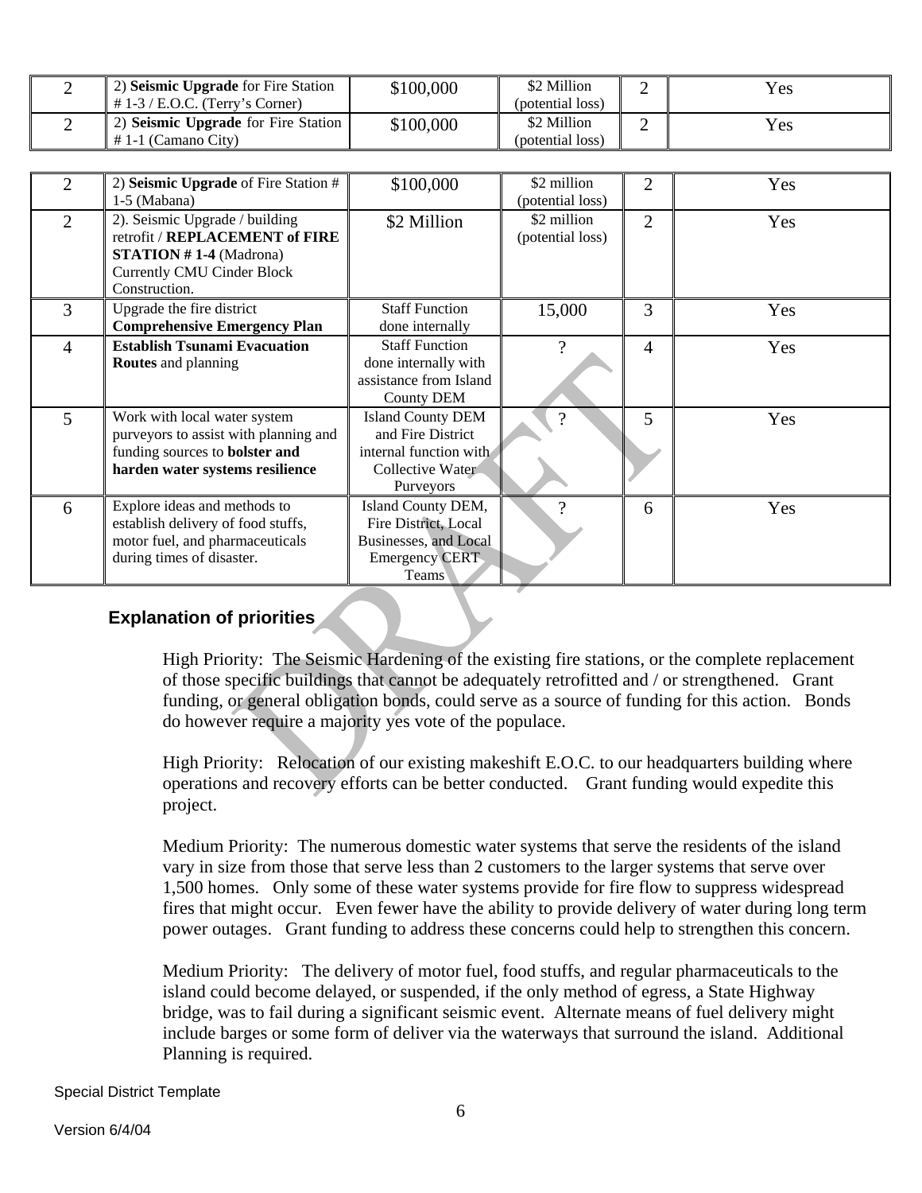| 2 | 2) **Seismic Upgrade** for Fire Station # 1-3 / E.O.C. (Terry's Corner) | $100,000 | $2 Million (potential loss) | 2 | Yes |
|---|---|---|---|---|---|
| 2 | 2) **Seismic Upgrade** for Fire Station # 1-1 (Camano City) | $100,000 | $2 Million (potential loss) | 2 | Yes |
| 2 | 2) **Seismic Upgrade** of Fire Station # 1-5 (Mabana) | $100,000 | $2 million (potential loss) | 2 | Yes |
| 2 | 2). Seismic Upgrade / building retrofit / **REPLACEMENT of FIRE STATION # 1-4** (Madrona) Currently CMU Cinder Block Construction. | $2 Million | $2 million (potential loss) | 2 | Yes |
| 3 | Upgrade the fire district **Comprehensive Emergency Plan** | Staff Function done internally | 15,000 | 3 | Yes |
| 4 | **Establish Tsunami Evacuation Routes** and planning | Staff Function done internally with assistance from Island County DEM | ? | 4 | Yes |
| 5 | Work with local water system purveyors to assist with planning and funding sources to **bolster and harden water systems resilience** | Island County DEM and Fire District internal function with Collective Water Purveyors | ? | 5 | Yes |
| 6 | Explore ideas and methods to establish delivery of food stuffs, motor fuel, and pharmaceuticals during times of disaster. | Island County DEM, Fire District, Local Businesses, and Local Emergency CERT Teams | ? | 6 | Yes |

### Explanation of priorities

High Priority: The Seismic Hardening of the existing fire stations, or the complete replacement of those specific buildings that cannot be adequately retrofitted and / or strengthened. Grant funding, or general obligation bonds, could serve as a source of funding for this action. Bonds do however require a majority yes vote of the populace.

High Priority: Relocation of our existing makeshift E.O.C. to our headquarters building where operations and recovery efforts can be better conducted. Grant funding would expedite this project.

Medium Priority: The numerous domestic water systems that serve the residents of the island vary in size from those that serve less than 2 customers to the larger systems that serve over 1,500 homes. Only some of these water systems provide for fire flow to suppress widespread fires that might occur. Even fewer have the ability to provide delivery of water during long term power outages. Grant funding to address these concerns could help to strengthen this concern.

Medium Priority: The delivery of motor fuel, food stuffs, and regular pharmaceuticals to the island could become delayed, or suspended, if the only method of egress, a State Highway bridge, was to fail during a significant seismic event. Alternate means of fuel delivery might include barges or some form of deliver via the waterways that surround the island. Additional Planning is required.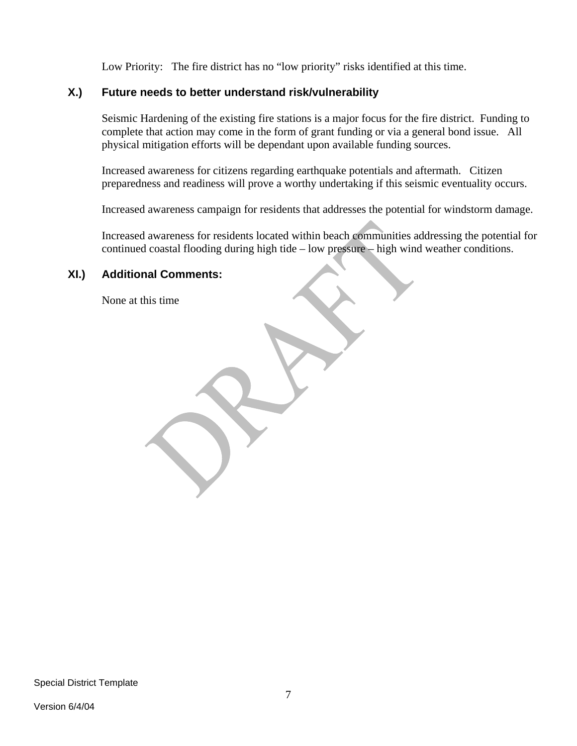Low Priority: The fire district has no "low priority" risks identified at this time.

## X.) Future needs to better understand risk/vulnerability

Seismic Hardening of the existing fire stations is a major focus for the fire district. Funding to complete that action may come in the form of grant funding or via a general bond issue. All physical mitigation efforts will be dependant upon available funding sources.

Increased awareness for citizens regarding earthquake potentials and aftermath. Citizen preparedness and readiness will prove a worthy undertaking if this seismic eventuality occurs.

Increased awareness campaign for residents that addresses the potential for windstorm damage.

Increased awareness for residents located within beach communities addressing the potential for continued coastal flooding during high tide – low pressure – high wind weather conditions.

## XI.) Additional Comments:

None at this time